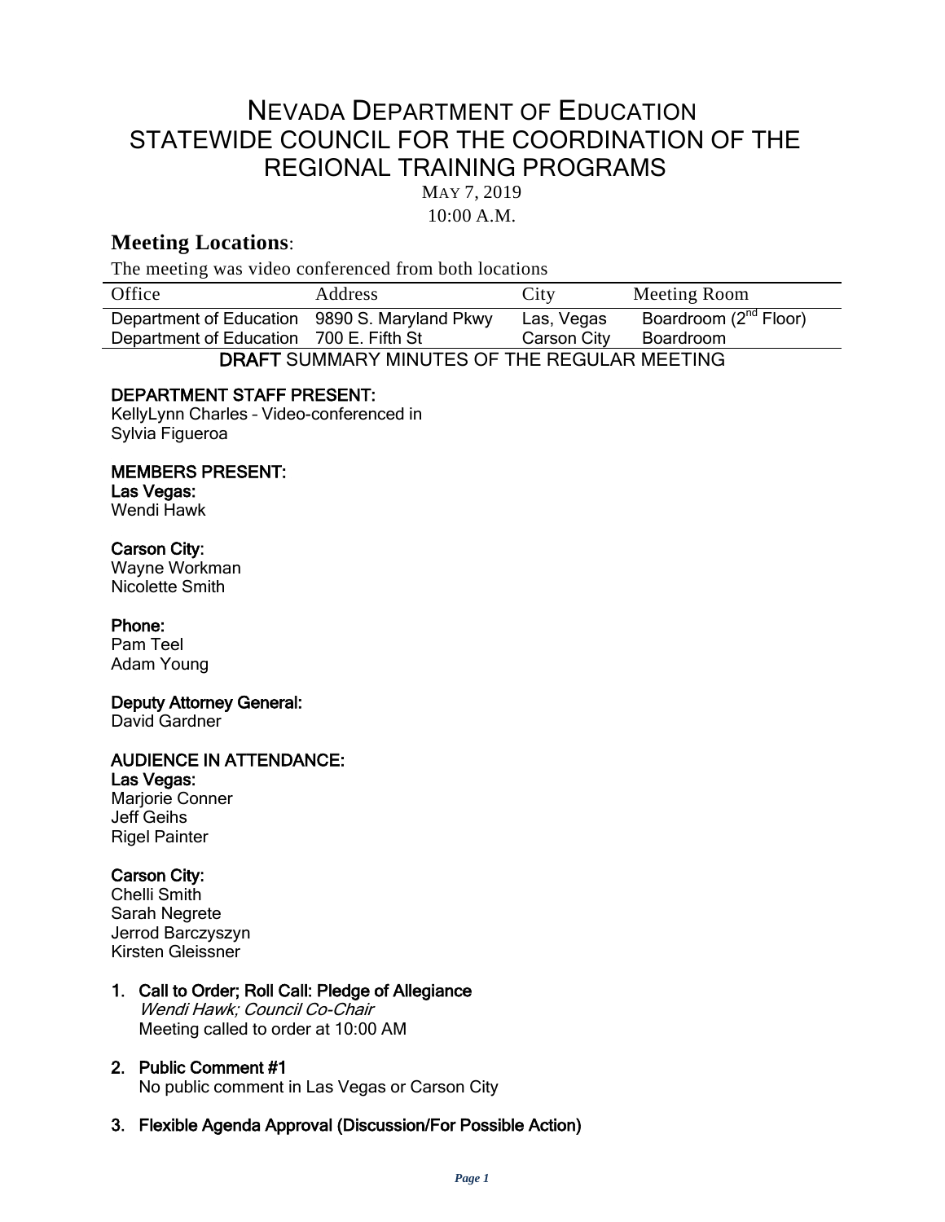# NEVADA DEPARTMENT OF EDUCATION
# STATEWIDE COUNCIL FOR THE COORDINATION OF THE REGIONAL TRAINING PROGRAMS

MAY 7, 2019

10:00 A.M.

## Meeting Locations:

The meeting was video conferenced from both locations

| Office | Address | City | Meeting Room |
|---|---|---|---|
| Department of Education | 9890 S. Maryland Pkwy | Las, Vegas | Boardroom (2nd Floor) |
| Department of Education | 700 E. Fifth St | Carson City | Boardroom |

**DRAFT** SUMMARY MINUTES OF THE REGULAR MEETING

**DEPARTMENT STAFF PRESENT:**

KellyLynn Charles – Video-conferenced in
Sylvia Figueroa

**MEMBERS PRESENT:**

**Las Vegas:**

Wendi Hawk

**Carson City:**

Wayne Workman
Nicolette Smith

**Phone:**

Pam Teel
Adam Young

**Deputy Attorney General:**

David Gardner

**AUDIENCE IN ATTENDANCE:**

**Las Vegas:**

Marjorie Conner
Jeff Geihs
Rigel Painter

**Carson City:**

Chelli Smith
Sarah Negrete
Jerrod Barczyszyn
Kirsten Gleissner

1. **Call to Order; Roll Call: Pledge of Allegiance**
   *Wendi Hawk; Council Co-Chair*
   Meeting called to order at 10:00 AM

2. **Public Comment #1**
   No public comment in Las Vegas or Carson City

3. **Flexible Agenda Approval (Discussion/For Possible Action)**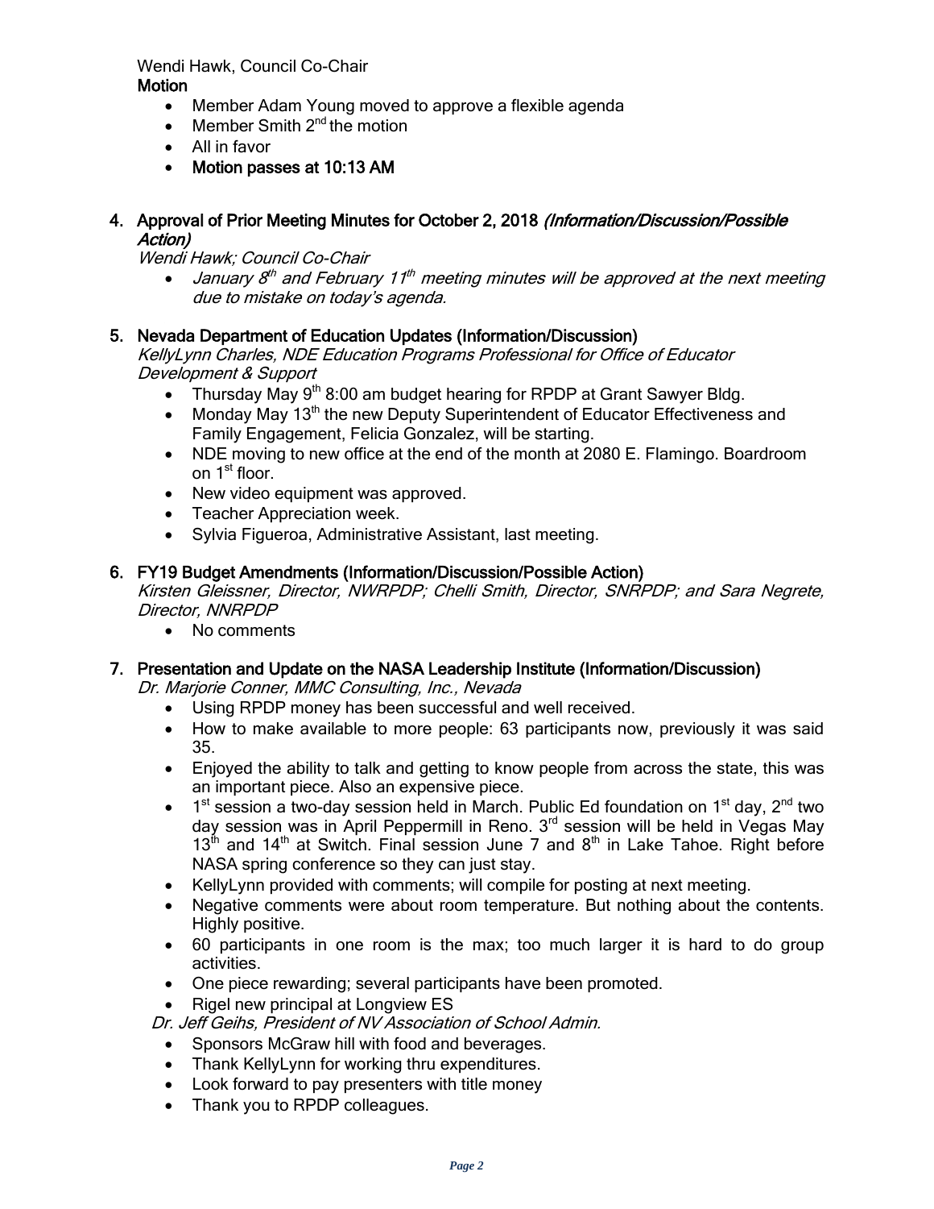Wendi Hawk, Council Co-Chair

**Motion**

- Member Adam Young moved to approve a flexible agenda
- Member Smith 2nd the motion
- All in favor
- **Motion passes at 10:13 AM**

**4. Approval of Prior Meeting Minutes for October 2, 2018 *(Information/Discussion/Possible Action)***

*Wendi Hawk; Council Co-Chair*

- *January 8th and February 11th meeting minutes will be approved at the next meeting due to mistake on today's agenda.*

**5. Nevada Department of Education Updates (Information/Discussion)**

*KellyLynn Charles, NDE Education Programs Professional for Office of Educator Development & Support*

- Thursday May 9th 8:00 am budget hearing for RPDP at Grant Sawyer Bldg.
- Monday May 13th the new Deputy Superintendent of Educator Effectiveness and Family Engagement, Felicia Gonzalez, will be starting.
- NDE moving to new office at the end of the month at 2080 E. Flamingo. Boardroom on 1st floor.
- New video equipment was approved.
- Teacher Appreciation week.
- Sylvia Figueroa, Administrative Assistant, last meeting.

**6. FY19 Budget Amendments (Information/Discussion/Possible Action)**

*Kirsten Gleissner, Director, NWRPDP; Chelli Smith, Director, SNRPDP; and Sara Negrete, Director, NNRPDP*

- No comments

**7. Presentation and Update on the NASA Leadership Institute (Information/Discussion)**

*Dr. Marjorie Conner, MMC Consulting, Inc., Nevada*

- Using RPDP money has been successful and well received.
- How to make available to more people: 63 participants now, previously it was said 35.
- Enjoyed the ability to talk and getting to know people from across the state, this was an important piece. Also an expensive piece.
- 1st session a two-day session held in March. Public Ed foundation on 1st day, 2nd two day session was in April Peppermill in Reno. 3rd session will be held in Vegas May 13th and 14th at Switch. Final session June 7 and 8th in Lake Tahoe. Right before NASA spring conference so they can just stay.
- KellyLynn provided with comments; will compile for posting at next meeting.
- Negative comments were about room temperature. But nothing about the contents. Highly positive.
- 60 participants in one room is the max; too much larger it is hard to do group activities.
- One piece rewarding; several participants have been promoted.
- Rigel new principal at Longview ES

*Dr. Jeff Geihs, President of NV Association of School Admin.*

- Sponsors McGraw hill with food and beverages.
- Thank KellyLynn for working thru expenditures.
- Look forward to pay presenters with title money
- Thank you to RPDP colleagues.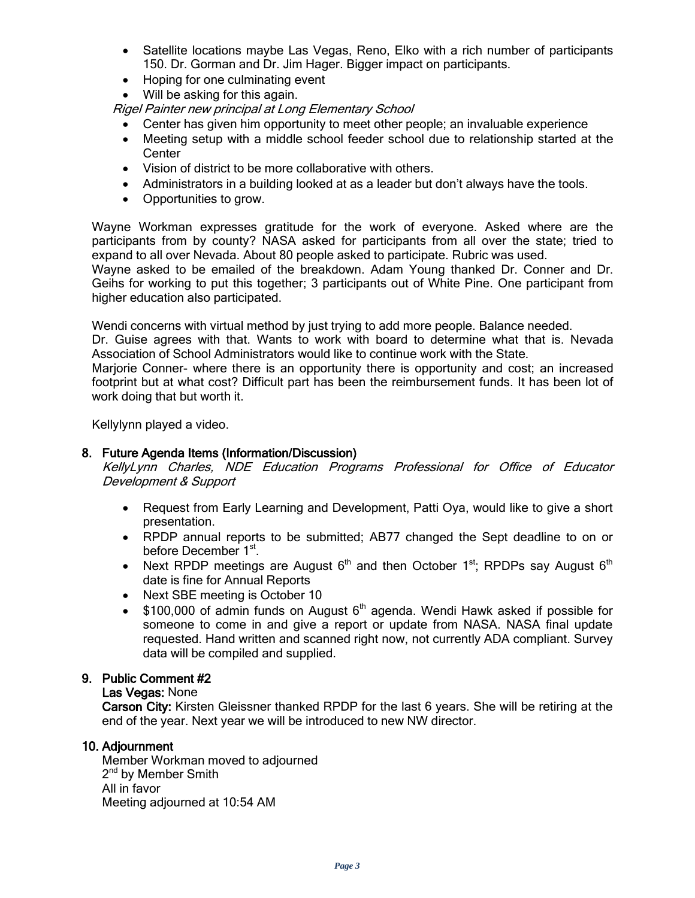- Satellite locations maybe Las Vegas, Reno, Elko with a rich number of participants 150. Dr. Gorman and Dr. Jim Hager. Bigger impact on participants.
- Hoping for one culminating event
- Will be asking for this again.

*Rigel Painter new principal at Long Elementary School*

- Center has given him opportunity to meet other people; an invaluable experience
- Meeting setup with a middle school feeder school due to relationship started at the Center
- Vision of district to be more collaborative with others.
- Administrators in a building looked at as a leader but don't always have the tools.
- Opportunities to grow.

Wayne Workman expresses gratitude for the work of everyone. Asked where are the participants from by county? NASA asked for participants from all over the state; tried to expand to all over Nevada. About 80 people asked to participate. Rubric was used.
Wayne asked to be emailed of the breakdown. Adam Young thanked Dr. Conner and Dr. Geihs for working to put this together; 3 participants out of White Pine. One participant from higher education also participated.

Wendi concerns with virtual method by just trying to add more people. Balance needed.
Dr. Guise agrees with that. Wants to work with board to determine what that is. Nevada Association of School Administrators would like to continue work with the State.
Marjorie Conner- where there is an opportunity there is opportunity and cost; an increased footprint but at what cost? Difficult part has been the reimbursement funds. It has been lot of work doing that but worth it.

Kellylynn played a video.

## 8. Future Agenda Items (Information/Discussion)

*KellyLynn Charles, NDE Education Programs Professional for Office of Educator Development & Support*

- Request from Early Learning and Development, Patti Oya, would like to give a short presentation.
- RPDP annual reports to be submitted; AB77 changed the Sept deadline to on or before December 1st.
- Next RPDP meetings are August 6th and then October 1st; RPDPs say August 6th date is fine for Annual Reports
- Next SBE meeting is October 10
- $100,000 of admin funds on August 6th agenda. Wendi Hawk asked if possible for someone to come in and give a report or update from NASA. NASA final update requested. Hand written and scanned right now, not currently ADA compliant. Survey data will be compiled and supplied.

## 9. Public Comment #2

**Las Vegas:** None
**Carson City:** Kirsten Gleissner thanked RPDP for the last 6 years. She will be retiring at the end of the year. Next year we will be introduced to new NW director.

## 10. Adjournment

Member Workman moved to adjourned
2nd by Member Smith
All in favor
Meeting adjourned at 10:54 AM